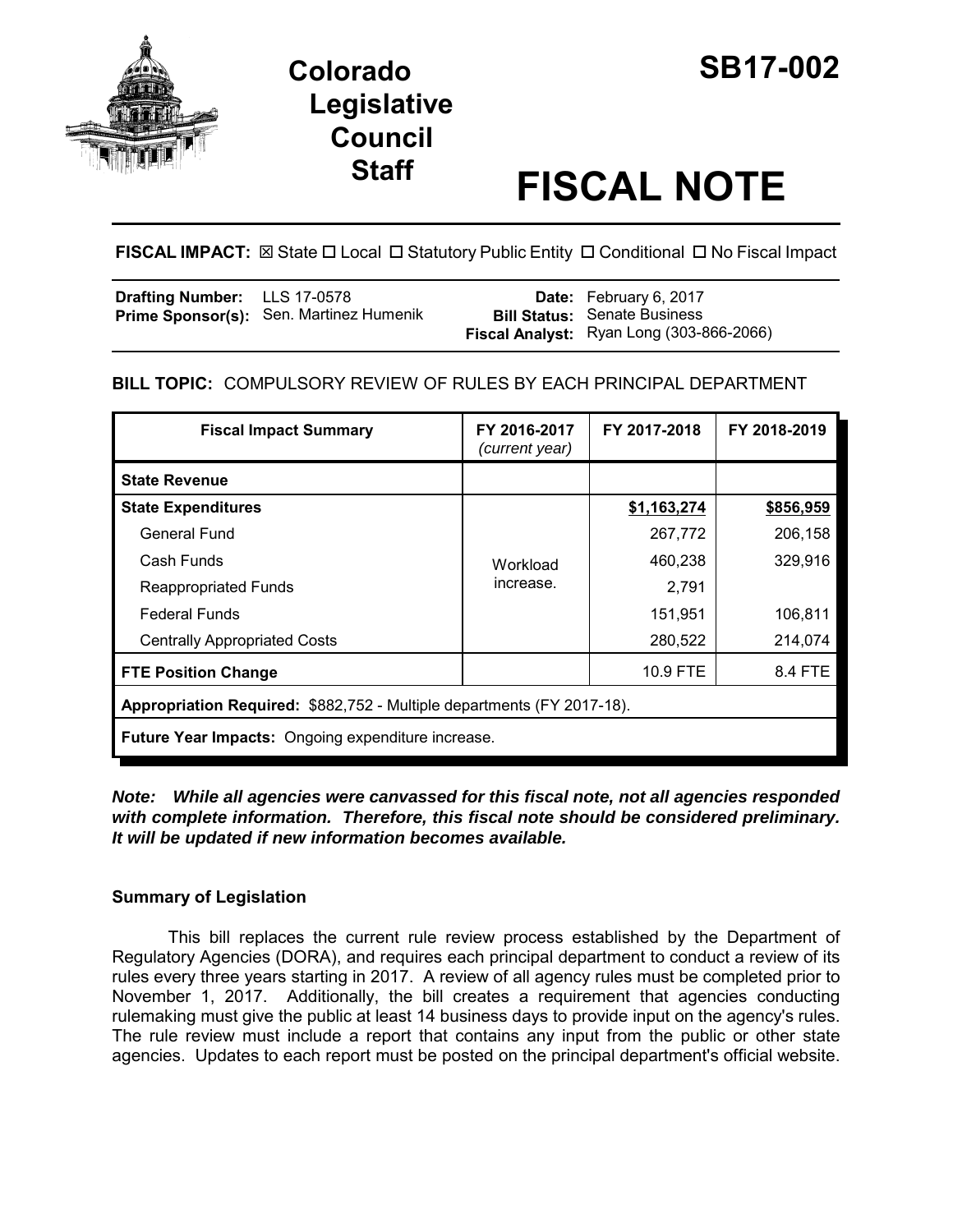# Colorado Legislative Council Staff

# SB17-002

# FISCAL NOTE

**FISCAL IMPACT:** ☒ State ☐ Local ☐ Statutory Public Entity ☐ Conditional ☐ No Fiscal Impact

| | | | |
|---|---|---|---|
| **Drafting Number:** | LLS 17-0578 | **Date:** | February 6, 2017 |
| **Prime Sponsor(s):** | Sen. Martinez Humenik | **Bill Status:** | Senate Business |
| | | **Fiscal Analyst:** | Ryan Long (303-866-2066) |

**BILL TOPIC:** COMPULSORY REVIEW OF RULES BY EACH PRINCIPAL DEPARTMENT

| Fiscal Impact Summary | FY 2016-2017 *(current year)* | FY 2017-2018 | FY 2018-2019 |
|---|---|---|---|
| **State Revenue** | | | |
| **State Expenditures** | Workload increase. | **$1,163,274** | **$856,959** |
| General Fund | | 267,772 | 206,158 |
| Cash Funds | | 460,238 | 329,916 |
| Reappropriated Funds | | 2,791 | |
| Federal Funds | | 151,951 | 106,811 |
| Centrally Appropriated Costs | | 280,522 | 214,074 |
| **FTE Position Change** | | 10.9 FTE | 8.4 FTE |
| **Appropriation Required:** $882,752 - Multiple departments (FY 2017-18). | | | |
| **Future Year Impacts:** Ongoing expenditure increase. | | | |

***Note: While all agencies were canvassed for this fiscal note, not all agencies responded with complete information. Therefore, this fiscal note should be considered preliminary. It will be updated if new information becomes available.***

### Summary of Legislation

This bill replaces the current rule review process established by the Department of Regulatory Agencies (DORA), and requires each principal department to conduct a review of its rules every three years starting in 2017. A review of all agency rules must be completed prior to November 1, 2017. Additionally, the bill creates a requirement that agencies conducting rulemaking must give the public at least 14 business days to provide input on the agency's rules. The rule review must include a report that contains any input from the public or other state agencies. Updates to each report must be posted on the principal department's official website.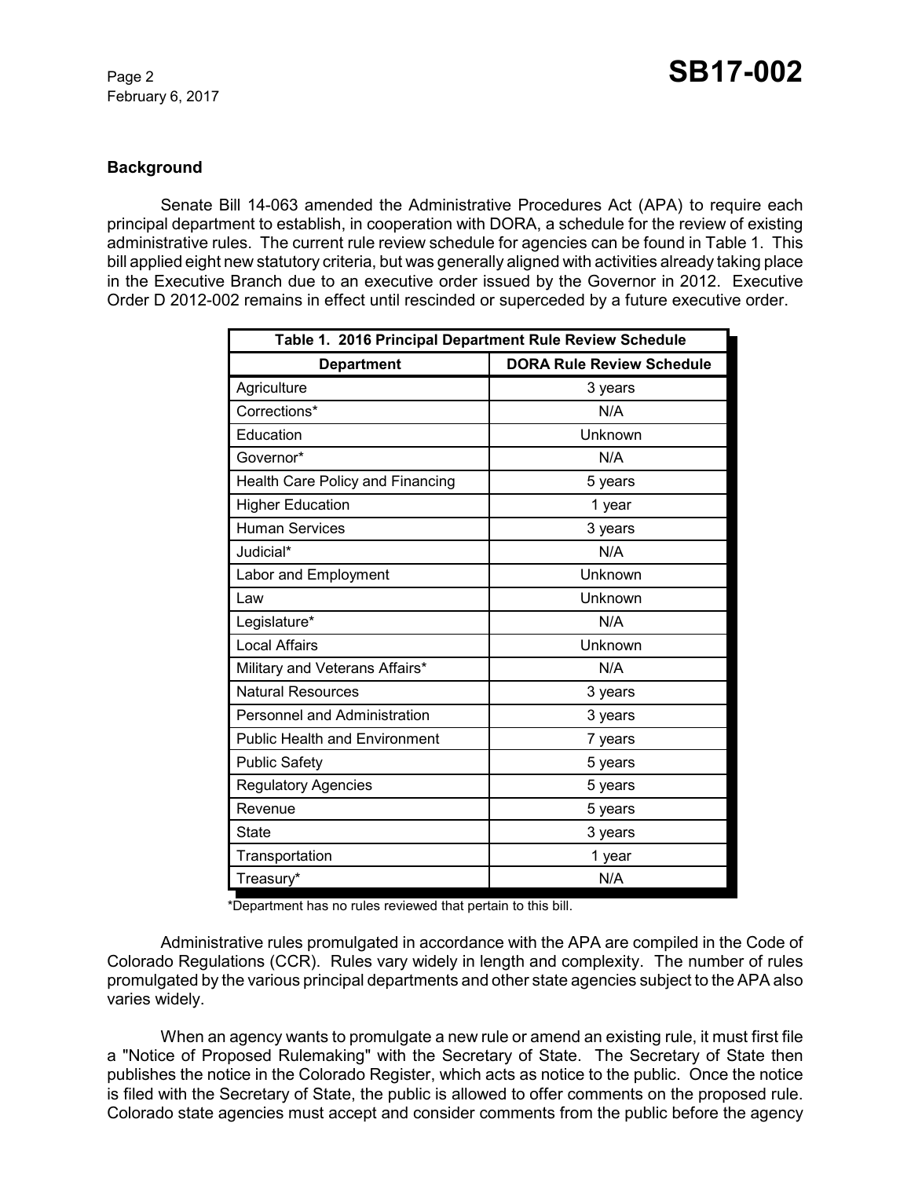## Background

Senate Bill 14-063 amended the Administrative Procedures Act (APA) to require each principal department to establish, in cooperation with DORA, a schedule for the review of existing administrative rules. The current rule review schedule for agencies can be found in Table 1. This bill applied eight new statutory criteria, but was generally aligned with activities already taking place in the Executive Branch due to an executive order issued by the Governor in 2012. Executive Order D 2012-002 remains in effect until rescinded or superceded by a future executive order.

**Table 1. 2016 Principal Department Rule Review Schedule**

| Department | DORA Rule Review Schedule |
|---|---|
| Agriculture | 3 years |
| Corrections* | N/A |
| Education | Unknown |
| Governor* | N/A |
| Health Care Policy and Financing | 5 years |
| Higher Education | 1 year |
| Human Services | 3 years |
| Judicial* | N/A |
| Labor and Employment | Unknown |
| Law | Unknown |
| Legislature* | N/A |
| Local Affairs | Unknown |
| Military and Veterans Affairs* | N/A |
| Natural Resources | 3 years |
| Personnel and Administration | 3 years |
| Public Health and Environment | 7 years |
| Public Safety | 5 years |
| Regulatory Agencies | 5 years |
| Revenue | 5 years |
| State | 3 years |
| Transportation | 1 year |
| Treasury* | N/A |

*Department has no rules reviewed that pertain to this bill.

Administrative rules promulgated in accordance with the APA are compiled in the Code of Colorado Regulations (CCR). Rules vary widely in length and complexity. The number of rules promulgated by the various principal departments and other state agencies subject to the APA also varies widely.

When an agency wants to promulgate a new rule or amend an existing rule, it must first file a "Notice of Proposed Rulemaking" with the Secretary of State. The Secretary of State then publishes the notice in the Colorado Register, which acts as notice to the public. Once the notice is filed with the Secretary of State, the public is allowed to offer comments on the proposed rule. Colorado state agencies must accept and consider comments from the public before the agency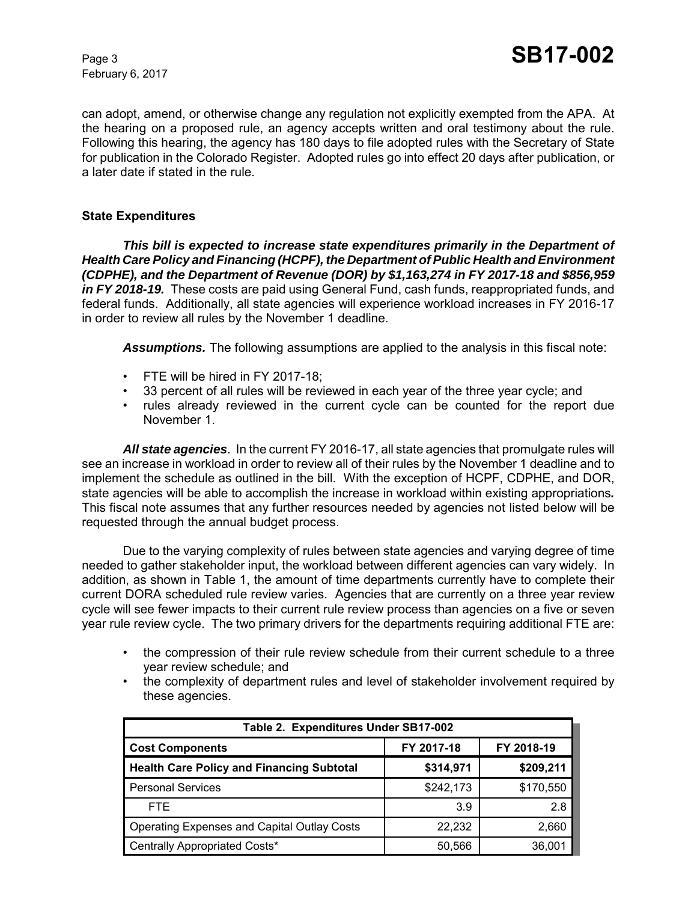can adopt, amend, or otherwise change any regulation not explicitly exempted from the APA. At the hearing on a proposed rule, an agency accepts written and oral testimony about the rule. Following this hearing, the agency has 180 days to file adopted rules with the Secretary of State for publication in the Colorado Register. Adopted rules go into effect 20 days after publication, or a later date if stated in the rule.

### State Expenditures

***This bill is expected to increase state expenditures primarily in the Department of Health Care Policy and Financing (HCPF), the Department of Public Health and Environment (CDPHE), and the Department of Revenue (DOR) by $1,163,274 in FY 2017-18 and $856,959 in FY 2018-19.*** These costs are paid using General Fund, cash funds, reappropriated funds, and federal funds. Additionally, all state agencies will experience workload increases in FY 2016-17 in order to review all rules by the November 1 deadline.

***Assumptions.*** The following assumptions are applied to the analysis in this fiscal note:

- FTE will be hired in FY 2017-18;
- 33 percent of all rules will be reviewed in each year of the three year cycle; and
- rules already reviewed in the current cycle can be counted for the report due November 1.

***All state agencies***. In the current FY 2016-17, all state agencies that promulgate rules will see an increase in workload in order to review all of their rules by the November 1 deadline and to implement the schedule as outlined in the bill. With the exception of HCPF, CDPHE, and DOR, state agencies will be able to accomplish the increase in workload within existing appropriations*.* This fiscal note assumes that any further resources needed by agencies not listed below will be requested through the annual budget process.

Due to the varying complexity of rules between state agencies and varying degree of time needed to gather stakeholder input, the workload between different agencies can vary widely. In addition, as shown in Table 1, the amount of time departments currently have to complete their current DORA scheduled rule review varies. Agencies that are currently on a three year review cycle will see fewer impacts to their current rule review process than agencies on a five or seven year rule review cycle. The two primary drivers for the departments requiring additional FTE are:

- the compression of their rule review schedule from their current schedule to a three year review schedule; and
- the complexity of department rules and level of stakeholder involvement required by these agencies.

| Table 2. Expenditures Under SB17-002 | | |
|---|---|---|
| **Cost Components** | **FY 2017-18** | **FY 2018-19** |
| **Health Care Policy and Financing Subtotal** | **$314,971** | **$209,211** |
| Personal Services | $242,173 | $170,550 |
| FTE | 3.9 | 2.8 |
| Operating Expenses and Capital Outlay Costs | 22,232 | 2,660 |
| Centrally Appropriated Costs* | 50,566 | 36,001 |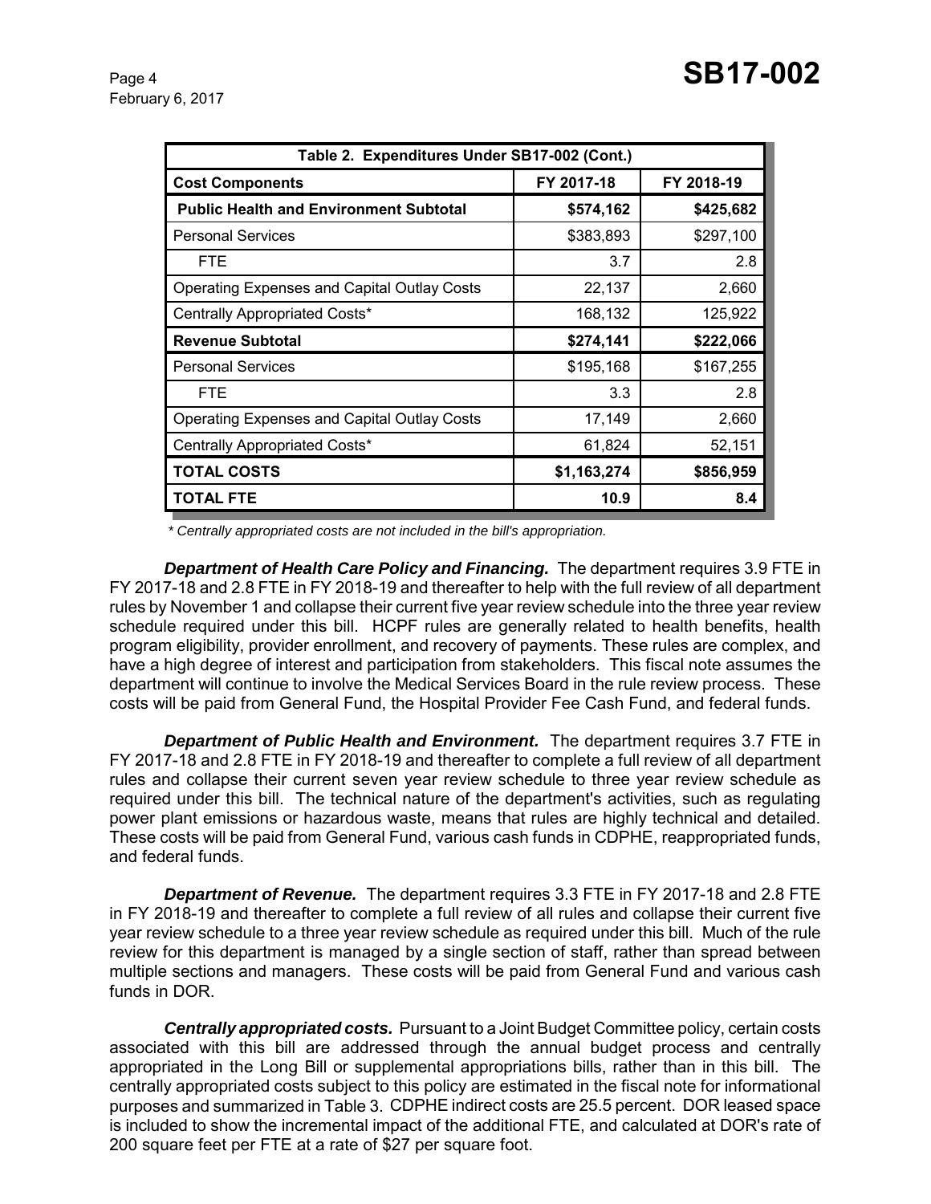| Table 2. Expenditures Under SB17-002 (Cont.) | | |
|---|---|---|
| **Cost Components** | **FY 2017-18** | **FY 2018-19** |
| **Public Health and Environment Subtotal** | **$574,162** | **$425,682** |
| Personal Services | $383,893 | $297,100 |
| FTE | 3.7 | 2.8 |
| Operating Expenses and Capital Outlay Costs | 22,137 | 2,660 |
| Centrally Appropriated Costs* | 168,132 | 125,922 |
| **Revenue Subtotal** | **$274,141** | **$222,066** |
| Personal Services | $195,168 | $167,255 |
| FTE | 3.3 | 2.8 |
| Operating Expenses and Capital Outlay Costs | 17,149 | 2,660 |
| Centrally Appropriated Costs* | 61,824 | 52,151 |
| **TOTAL COSTS** | **$1,163,274** | **$856,959** |
| **TOTAL FTE** | **10.9** | **8.4** |

*\* Centrally appropriated costs are not included in the bill's appropriation.*

***Department of Health Care Policy and Financing.*** The department requires 3.9 FTE in FY 2017-18 and 2.8 FTE in FY 2018-19 and thereafter to help with the full review of all department rules by November 1 and collapse their current five year review schedule into the three year review schedule required under this bill. HCPF rules are generally related to health benefits, health program eligibility, provider enrollment, and recovery of payments. These rules are complex, and have a high degree of interest and participation from stakeholders. This fiscal note assumes the department will continue to involve the Medical Services Board in the rule review process. These costs will be paid from General Fund, the Hospital Provider Fee Cash Fund, and federal funds.

***Department of Public Health and Environment.*** The department requires 3.7 FTE in FY 2017-18 and 2.8 FTE in FY 2018-19 and thereafter to complete a full review of all department rules and collapse their current seven year review schedule to three year review schedule as required under this bill. The technical nature of the department's activities, such as regulating power plant emissions or hazardous waste, means that rules are highly technical and detailed. These costs will be paid from General Fund, various cash funds in CDPHE, reappropriated funds, and federal funds.

***Department of Revenue.*** The department requires 3.3 FTE in FY 2017-18 and 2.8 FTE in FY 2018-19 and thereafter to complete a full review of all rules and collapse their current five year review schedule to a three year review schedule as required under this bill. Much of the rule review for this department is managed by a single section of staff, rather than spread between multiple sections and managers. These costs will be paid from General Fund and various cash funds in DOR.

***Centrally appropriated costs.*** Pursuant to a Joint Budget Committee policy, certain costs associated with this bill are addressed through the annual budget process and centrally appropriated in the Long Bill or supplemental appropriations bills, rather than in this bill. The centrally appropriated costs subject to this policy are estimated in the fiscal note for informational purposes and summarized in Table 3. CDPHE indirect costs are 25.5 percent. DOR leased space is included to show the incremental impact of the additional FTE, and calculated at DOR's rate of 200 square feet per FTE at a rate of $27 per square foot.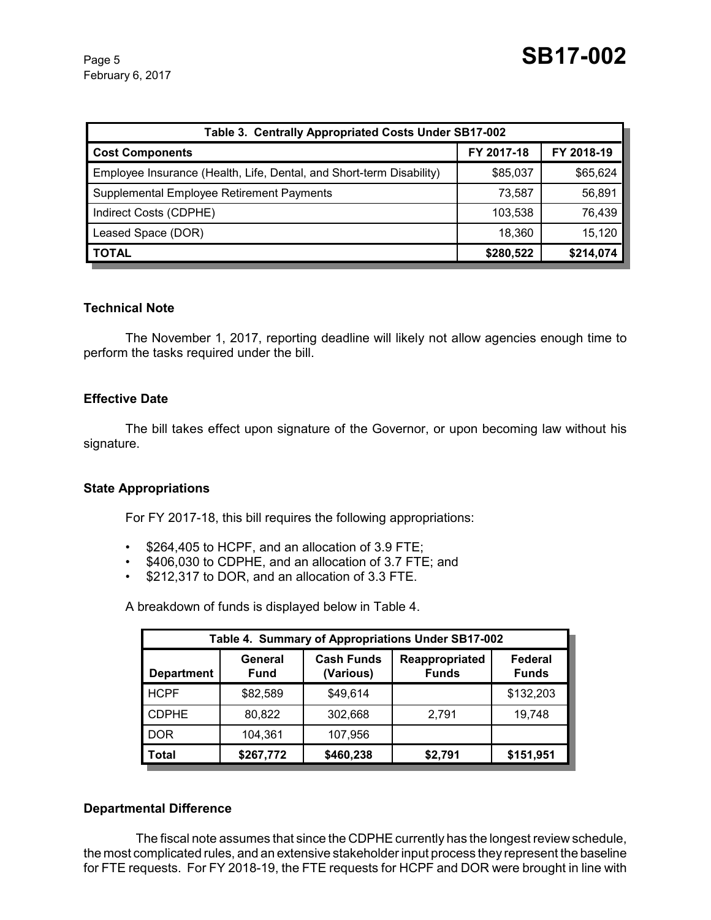| Table 3. Centrally Appropriated Costs Under SB17-002 | | |
|---|---|---|
| **Cost Components** | **FY 2017-18** | **FY 2018-19** |
| Employee Insurance (Health, Life, Dental, and Short-term Disability) | $85,037 | $65,624 |
| Supplemental Employee Retirement Payments | 73,587 | 56,891 |
| Indirect Costs (CDPHE) | 103,538 | 76,439 |
| Leased Space (DOR) | 18,360 | 15,120 |
| **TOTAL** | **$280,522** | **$214,074** |

### Technical Note

The November 1, 2017, reporting deadline will likely not allow agencies enough time to perform the tasks required under the bill.

### Effective Date

The bill takes effect upon signature of the Governor, or upon becoming law without his signature.

### State Appropriations

For FY 2017-18, this bill requires the following appropriations:

- $264,405 to HCPF, and an allocation of 3.9 FTE;
- $406,030 to CDPHE, and an allocation of 3.7 FTE; and
- $212,317 to DOR, and an allocation of 3.3 FTE.

A breakdown of funds is displayed below in Table 4.

| Table 4. Summary of Appropriations Under SB17-002 | | | | |
|---|---|---|---|---|
| **Department** | **General Fund** | **Cash Funds (Various)** | **Reappropriated Funds** | **Federal Funds** |
| HCPF | $82,589 | $49,614 | | $132,203 |
| CDPHE | 80,822 | 302,668 | 2,791 | 19,748 |
| DOR | 104,361 | 107,956 | | |
| **Total** | **$267,772** | **$460,238** | **$2,791** | **$151,951** |

### Departmental Difference

The fiscal note assumes that since the CDPHE currently has the longest review schedule, the most complicated rules, and an extensive stakeholder input process they represent the baseline for FTE requests. For FY 2018-19, the FTE requests for HCPF and DOR were brought in line with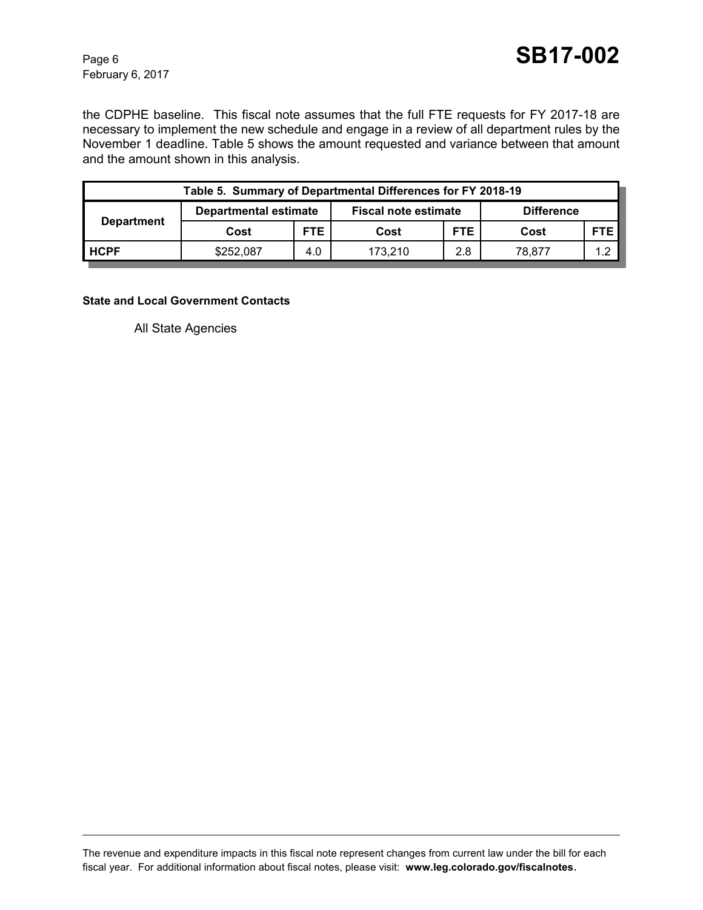the CDPHE baseline. This fiscal note assumes that the full FTE requests for FY 2017-18 are necessary to implement the new schedule and engage in a review of all department rules by the November 1 deadline. Table 5 shows the amount requested and variance between that amount and the amount shown in this analysis.

| Table 5. Summary of Departmental Differences for FY 2018-19 | | | | | | |
|---|---|---|---|---|---|---|
| Department | Departmental estimate | | Fiscal note estimate | | Difference | |
| | Cost | FTE | Cost | FTE | Cost | FTE |
| **HCPF** | $252,087 | 4.0 | 173,210 | 2.8 | 78,877 | 1.2 |

**State and Local Government Contacts**

All State Agencies

The revenue and expenditure impacts in this fiscal note represent changes from current law under the bill for each fiscal year. For additional information about fiscal notes, please visit: **www.leg.colorado.gov/fiscalnotes**.